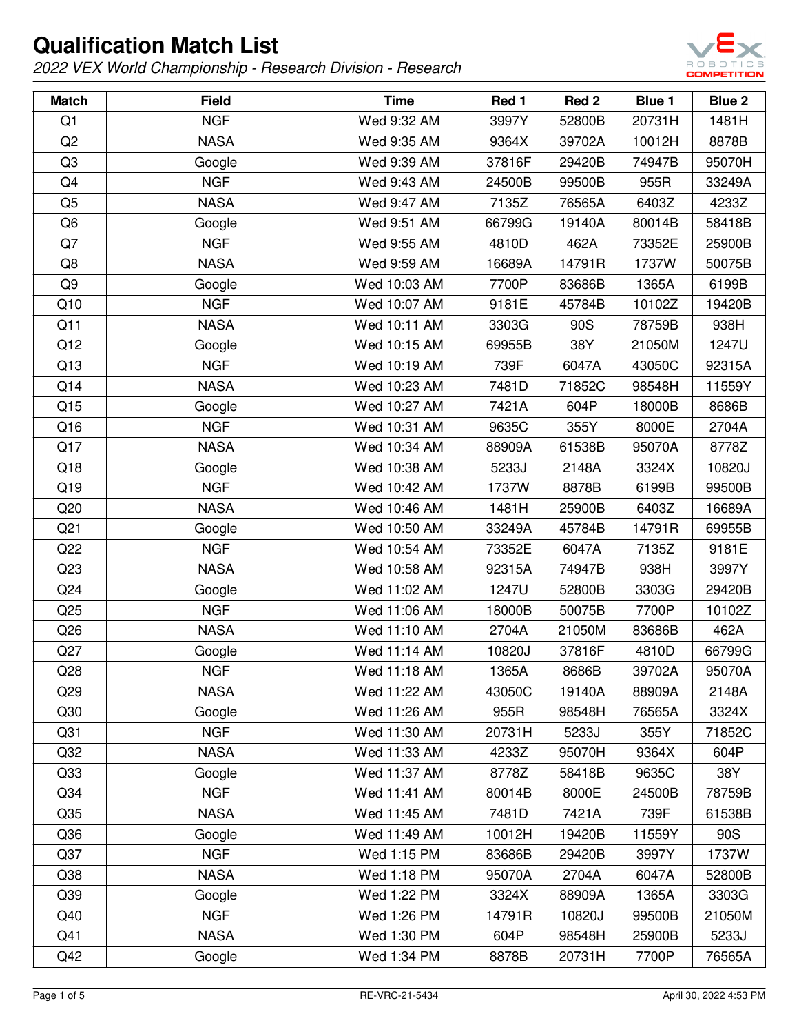# Qualification Match List

*2022 VEX World Championship - Research Division - Research*

| Match | Field | Time | Red 1 | Red 2 | Blue 1 | Blue 2 |
|---|---|---|---|---|---|---|
| Q1 | NGF | Wed 9:32 AM | 3997Y | 52800B | 20731H | 1481H |
| Q2 | NASA | Wed 9:35 AM | 9364X | 39702A | 10012H | 8878B |
| Q3 | Google | Wed 9:39 AM | 37816F | 29420B | 74947B | 95070H |
| Q4 | NGF | Wed 9:43 AM | 24500B | 99500B | 955R | 33249A |
| Q5 | NASA | Wed 9:47 AM | 7135Z | 76565A | 6403Z | 4233Z |
| Q6 | Google | Wed 9:51 AM | 66799G | 19140A | 80014B | 58418B |
| Q7 | NGF | Wed 9:55 AM | 4810D | 462A | 73352E | 25900B |
| Q8 | NASA | Wed 9:59 AM | 16689A | 14791R | 1737W | 50075B |
| Q9 | Google | Wed 10:03 AM | 7700P | 83686B | 1365A | 6199B |
| Q10 | NGF | Wed 10:07 AM | 9181E | 45784B | 10102Z | 19420B |
| Q11 | NASA | Wed 10:11 AM | 3303G | 90S | 78759B | 938H |
| Q12 | Google | Wed 10:15 AM | 69955B | 38Y | 21050M | 1247U |
| Q13 | NGF | Wed 10:19 AM | 739F | 6047A | 43050C | 92315A |
| Q14 | NASA | Wed 10:23 AM | 7481D | 71852C | 98548H | 11559Y |
| Q15 | Google | Wed 10:27 AM | 7421A | 604P | 18000B | 8686B |
| Q16 | NGF | Wed 10:31 AM | 9635C | 355Y | 8000E | 2704A |
| Q17 | NASA | Wed 10:34 AM | 88909A | 61538B | 95070A | 8778Z |
| Q18 | Google | Wed 10:38 AM | 5233J | 2148A | 3324X | 10820J |
| Q19 | NGF | Wed 10:42 AM | 1737W | 8878B | 6199B | 99500B |
| Q20 | NASA | Wed 10:46 AM | 1481H | 25900B | 6403Z | 16689A |
| Q21 | Google | Wed 10:50 AM | 33249A | 45784B | 14791R | 69955B |
| Q22 | NGF | Wed 10:54 AM | 73352E | 6047A | 7135Z | 9181E |
| Q23 | NASA | Wed 10:58 AM | 92315A | 74947B | 938H | 3997Y |
| Q24 | Google | Wed 11:02 AM | 1247U | 52800B | 3303G | 29420B |
| Q25 | NGF | Wed 11:06 AM | 18000B | 50075B | 7700P | 10102Z |
| Q26 | NASA | Wed 11:10 AM | 2704A | 21050M | 83686B | 462A |
| Q27 | Google | Wed 11:14 AM | 10820J | 37816F | 4810D | 66799G |
| Q28 | NGF | Wed 11:18 AM | 1365A | 8686B | 39702A | 95070A |
| Q29 | NASA | Wed 11:22 AM | 43050C | 19140A | 88909A | 2148A |
| Q30 | Google | Wed 11:26 AM | 955R | 98548H | 76565A | 3324X |
| Q31 | NGF | Wed 11:30 AM | 20731H | 5233J | 355Y | 71852C |
| Q32 | NASA | Wed 11:33 AM | 4233Z | 95070H | 9364X | 604P |
| Q33 | Google | Wed 11:37 AM | 8778Z | 58418B | 9635C | 38Y |
| Q34 | NGF | Wed 11:41 AM | 80014B | 8000E | 24500B | 78759B |
| Q35 | NASA | Wed 11:45 AM | 7481D | 7421A | 739F | 61538B |
| Q36 | Google | Wed 11:49 AM | 10012H | 19420B | 11559Y | 90S |
| Q37 | NGF | Wed 1:15 PM | 83686B | 29420B | 3997Y | 1737W |
| Q38 | NASA | Wed 1:18 PM | 95070A | 2704A | 6047A | 52800B |
| Q39 | Google | Wed 1:22 PM | 3324X | 88909A | 1365A | 3303G |
| Q40 | NGF | Wed 1:26 PM | 14791R | 10820J | 99500B | 21050M |
| Q41 | NASA | Wed 1:30 PM | 604P | 98548H | 25900B | 5233J |
| Q42 | Google | Wed 1:34 PM | 8878B | 20731H | 7700P | 76565A |

RE-VRC-21-5434

April 30, 2022 4:53 PM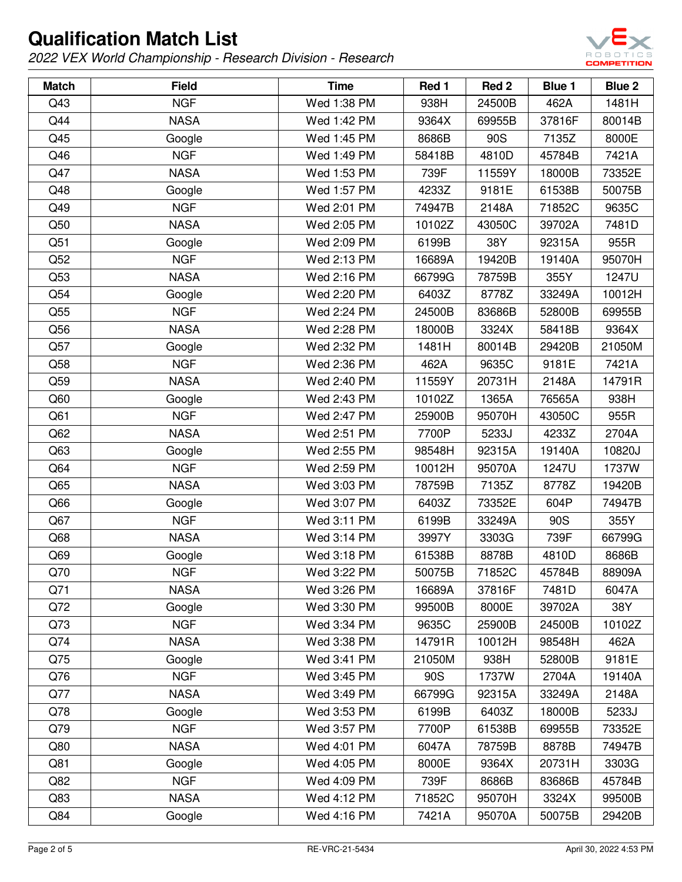# Qualification Match List

*2022 VEX World Championship - Research Division - Research*

| Match | Field | Time | Red 1 | Red 2 | Blue 1 | Blue 2 |
|---|---|---|---|---|---|---|
| Q43 | NGF | Wed 1:38 PM | 938H | 24500B | 462A | 1481H |
| Q44 | NASA | Wed 1:42 PM | 9364X | 69955B | 37816F | 80014B |
| Q45 | Google | Wed 1:45 PM | 8686B | 90S | 7135Z | 8000E |
| Q46 | NGF | Wed 1:49 PM | 58418B | 4810D | 45784B | 7421A |
| Q47 | NASA | Wed 1:53 PM | 739F | 11559Y | 18000B | 73352E |
| Q48 | Google | Wed 1:57 PM | 4233Z | 9181E | 61538B | 50075B |
| Q49 | NGF | Wed 2:01 PM | 74947B | 2148A | 71852C | 9635C |
| Q50 | NASA | Wed 2:05 PM | 10102Z | 43050C | 39702A | 7481D |
| Q51 | Google | Wed 2:09 PM | 6199B | 38Y | 92315A | 955R |
| Q52 | NGF | Wed 2:13 PM | 16689A | 19420B | 19140A | 95070H |
| Q53 | NASA | Wed 2:16 PM | 66799G | 78759B | 355Y | 1247U |
| Q54 | Google | Wed 2:20 PM | 6403Z | 8778Z | 33249A | 10012H |
| Q55 | NGF | Wed 2:24 PM | 24500B | 83686B | 52800B | 69955B |
| Q56 | NASA | Wed 2:28 PM | 18000B | 3324X | 58418B | 9364X |
| Q57 | Google | Wed 2:32 PM | 1481H | 80014B | 29420B | 21050M |
| Q58 | NGF | Wed 2:36 PM | 462A | 9635C | 9181E | 7421A |
| Q59 | NASA | Wed 2:40 PM | 11559Y | 20731H | 2148A | 14791R |
| Q60 | Google | Wed 2:43 PM | 10102Z | 1365A | 76565A | 938H |
| Q61 | NGF | Wed 2:47 PM | 25900B | 95070H | 43050C | 955R |
| Q62 | NASA | Wed 2:51 PM | 7700P | 5233J | 4233Z | 2704A |
| Q63 | Google | Wed 2:55 PM | 98548H | 92315A | 19140A | 10820J |
| Q64 | NGF | Wed 2:59 PM | 10012H | 95070A | 1247U | 1737W |
| Q65 | NASA | Wed 3:03 PM | 78759B | 7135Z | 8778Z | 19420B |
| Q66 | Google | Wed 3:07 PM | 6403Z | 73352E | 604P | 74947B |
| Q67 | NGF | Wed 3:11 PM | 6199B | 33249A | 90S | 355Y |
| Q68 | NASA | Wed 3:14 PM | 3997Y | 3303G | 739F | 66799G |
| Q69 | Google | Wed 3:18 PM | 61538B | 8878B | 4810D | 8686B |
| Q70 | NGF | Wed 3:22 PM | 50075B | 71852C | 45784B | 88909A |
| Q71 | NASA | Wed 3:26 PM | 16689A | 37816F | 7481D | 6047A |
| Q72 | Google | Wed 3:30 PM | 99500B | 8000E | 39702A | 38Y |
| Q73 | NGF | Wed 3:34 PM | 9635C | 25900B | 24500B | 10102Z |
| Q74 | NASA | Wed 3:38 PM | 14791R | 10012H | 98548H | 462A |
| Q75 | Google | Wed 3:41 PM | 21050M | 938H | 52800B | 9181E |
| Q76 | NGF | Wed 3:45 PM | 90S | 1737W | 2704A | 19140A |
| Q77 | NASA | Wed 3:49 PM | 66799G | 92315A | 33249A | 2148A |
| Q78 | Google | Wed 3:53 PM | 6199B | 6403Z | 18000B | 5233J |
| Q79 | NGF | Wed 3:57 PM | 7700P | 61538B | 69955B | 73352E |
| Q80 | NASA | Wed 4:01 PM | 6047A | 78759B | 8878B | 74947B |
| Q81 | Google | Wed 4:05 PM | 8000E | 9364X | 20731H | 3303G |
| Q82 | NGF | Wed 4:09 PM | 739F | 8686B | 83686B | 45784B |
| Q83 | NASA | Wed 4:12 PM | 71852C | 95070H | 3324X | 99500B |
| Q84 | Google | Wed 4:16 PM | 7421A | 95070A | 50075B | 29420B |

RE-VRC-21-5434

April 30, 2022 4:53 PM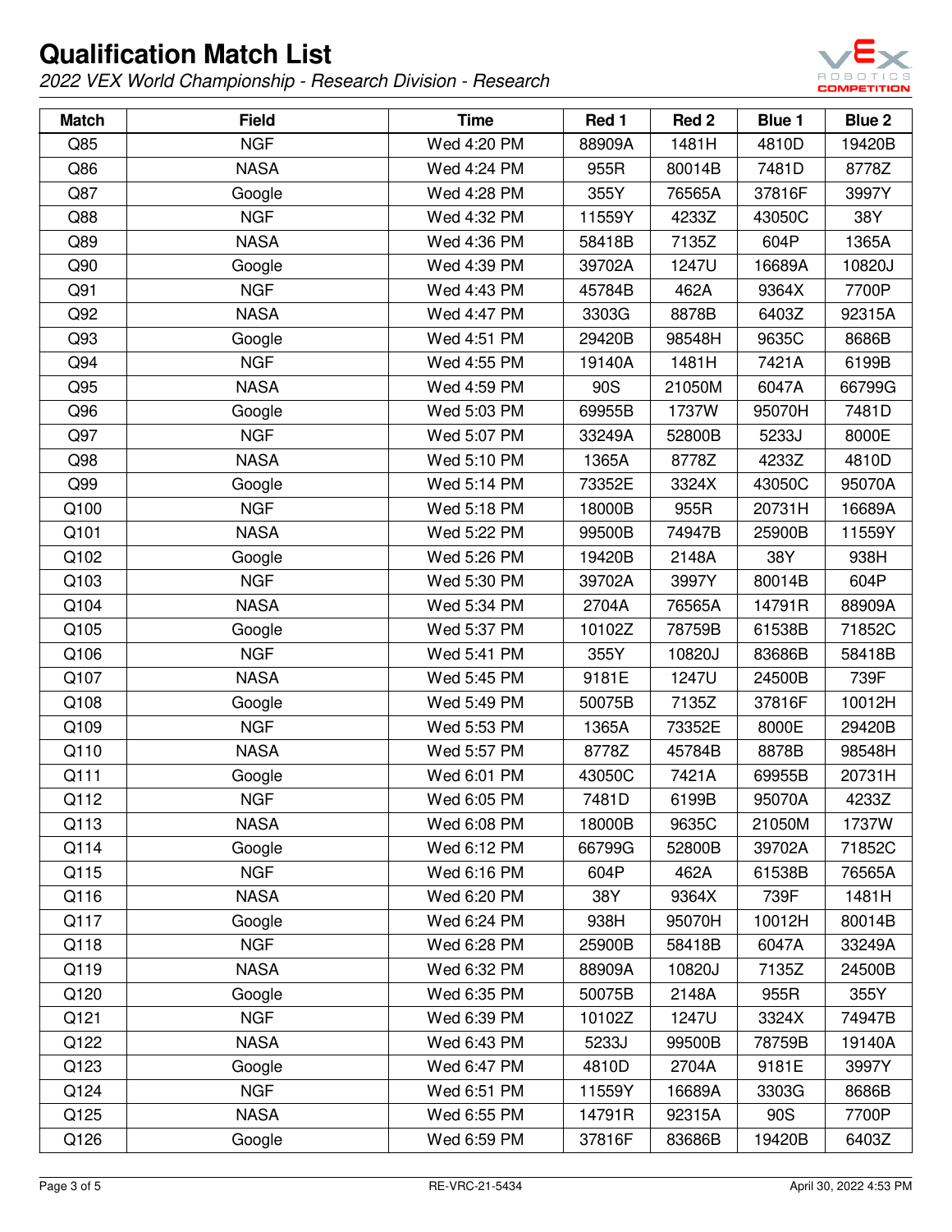# Qualification Match List

*2022 VEX World Championship - Research Division - Research*

| Match | Field | Time | Red 1 | Red 2 | Blue 1 | Blue 2 |
|---|---|---|---|---|---|---|
| Q85 | NGF | Wed 4:20 PM | 88909A | 1481H | 4810D | 19420B |
| Q86 | NASA | Wed 4:24 PM | 955R | 80014B | 7481D | 8778Z |
| Q87 | Google | Wed 4:28 PM | 355Y | 76565A | 37816F | 3997Y |
| Q88 | NGF | Wed 4:32 PM | 11559Y | 4233Z | 43050C | 38Y |
| Q89 | NASA | Wed 4:36 PM | 58418B | 7135Z | 604P | 1365A |
| Q90 | Google | Wed 4:39 PM | 39702A | 1247U | 16689A | 10820J |
| Q91 | NGF | Wed 4:43 PM | 45784B | 462A | 9364X | 7700P |
| Q92 | NASA | Wed 4:47 PM | 3303G | 8878B | 6403Z | 92315A |
| Q93 | Google | Wed 4:51 PM | 29420B | 98548H | 9635C | 8686B |
| Q94 | NGF | Wed 4:55 PM | 19140A | 1481H | 7421A | 6199B |
| Q95 | NASA | Wed 4:59 PM | 90S | 21050M | 6047A | 66799G |
| Q96 | Google | Wed 5:03 PM | 69955B | 1737W | 95070H | 7481D |
| Q97 | NGF | Wed 5:07 PM | 33249A | 52800B | 5233J | 8000E |
| Q98 | NASA | Wed 5:10 PM | 1365A | 8778Z | 4233Z | 4810D |
| Q99 | Google | Wed 5:14 PM | 73352E | 3324X | 43050C | 95070A |
| Q100 | NGF | Wed 5:18 PM | 18000B | 955R | 20731H | 16689A |
| Q101 | NASA | Wed 5:22 PM | 99500B | 74947B | 25900B | 11559Y |
| Q102 | Google | Wed 5:26 PM | 19420B | 2148A | 38Y | 938H |
| Q103 | NGF | Wed 5:30 PM | 39702A | 3997Y | 80014B | 604P |
| Q104 | NASA | Wed 5:34 PM | 2704A | 76565A | 14791R | 88909A |
| Q105 | Google | Wed 5:37 PM | 10102Z | 78759B | 61538B | 71852C |
| Q106 | NGF | Wed 5:41 PM | 355Y | 10820J | 83686B | 58418B |
| Q107 | NASA | Wed 5:45 PM | 9181E | 1247U | 24500B | 739F |
| Q108 | Google | Wed 5:49 PM | 50075B | 7135Z | 37816F | 10012H |
| Q109 | NGF | Wed 5:53 PM | 1365A | 73352E | 8000E | 29420B |
| Q110 | NASA | Wed 5:57 PM | 8778Z | 45784B | 8878B | 98548H |
| Q111 | Google | Wed 6:01 PM | 43050C | 7421A | 69955B | 20731H |
| Q112 | NGF | Wed 6:05 PM | 7481D | 6199B | 95070A | 4233Z |
| Q113 | NASA | Wed 6:08 PM | 18000B | 9635C | 21050M | 1737W |
| Q114 | Google | Wed 6:12 PM | 66799G | 52800B | 39702A | 71852C |
| Q115 | NGF | Wed 6:16 PM | 604P | 462A | 61538B | 76565A |
| Q116 | NASA | Wed 6:20 PM | 38Y | 9364X | 739F | 1481H |
| Q117 | Google | Wed 6:24 PM | 938H | 95070H | 10012H | 80014B |
| Q118 | NGF | Wed 6:28 PM | 25900B | 58418B | 6047A | 33249A |
| Q119 | NASA | Wed 6:32 PM | 88909A | 10820J | 7135Z | 24500B |
| Q120 | Google | Wed 6:35 PM | 50075B | 2148A | 955R | 355Y |
| Q121 | NGF | Wed 6:39 PM | 10102Z | 1247U | 3324X | 74947B |
| Q122 | NASA | Wed 6:43 PM | 5233J | 99500B | 78759B | 19140A |
| Q123 | Google | Wed 6:47 PM | 4810D | 2704A | 9181E | 3997Y |
| Q124 | NGF | Wed 6:51 PM | 11559Y | 16689A | 3303G | 8686B |
| Q125 | NASA | Wed 6:55 PM | 14791R | 92315A | 90S | 7700P |
| Q126 | Google | Wed 6:59 PM | 37816F | 83686B | 19420B | 6403Z |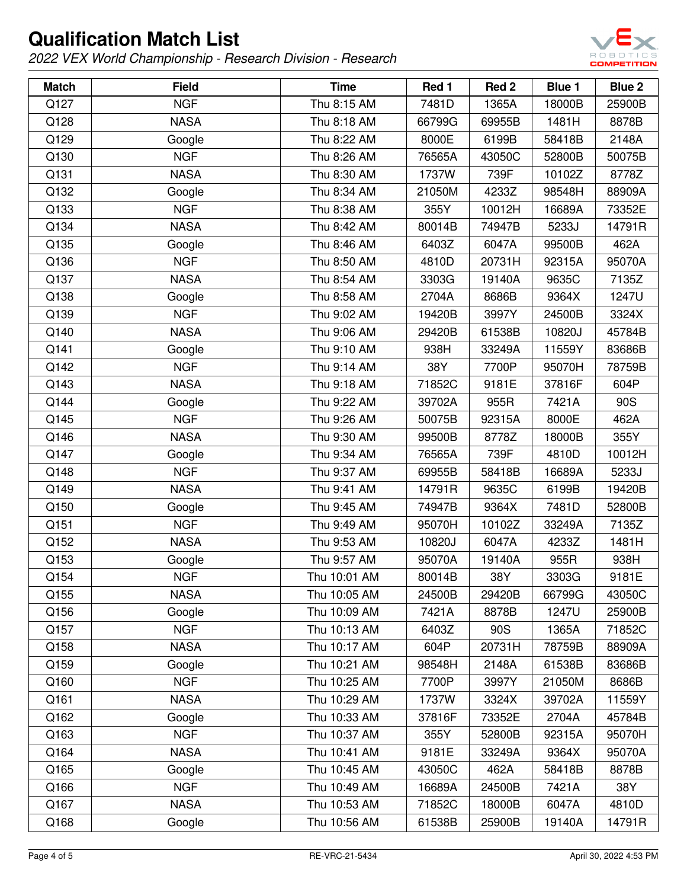# Qualification Match List

*2022 VEX World Championship - Research Division - Research*

| Match | Field | Time | Red 1 | Red 2 | Blue 1 | Blue 2 |
|---|---|---|---|---|---|---|
| Q127 | NGF | Thu 8:15 AM | 7481D | 1365A | 18000B | 25900B |
| Q128 | NASA | Thu 8:18 AM | 66799G | 69955B | 1481H | 8878B |
| Q129 | Google | Thu 8:22 AM | 8000E | 6199B | 58418B | 2148A |
| Q130 | NGF | Thu 8:26 AM | 76565A | 43050C | 52800B | 50075B |
| Q131 | NASA | Thu 8:30 AM | 1737W | 739F | 10102Z | 8778Z |
| Q132 | Google | Thu 8:34 AM | 21050M | 4233Z | 98548H | 88909A |
| Q133 | NGF | Thu 8:38 AM | 355Y | 10012H | 16689A | 73352E |
| Q134 | NASA | Thu 8:42 AM | 80014B | 74947B | 5233J | 14791R |
| Q135 | Google | Thu 8:46 AM | 6403Z | 6047A | 99500B | 462A |
| Q136 | NGF | Thu 8:50 AM | 4810D | 20731H | 92315A | 95070A |
| Q137 | NASA | Thu 8:54 AM | 3303G | 19140A | 9635C | 7135Z |
| Q138 | Google | Thu 8:58 AM | 2704A | 8686B | 9364X | 1247U |
| Q139 | NGF | Thu 9:02 AM | 19420B | 3997Y | 24500B | 3324X |
| Q140 | NASA | Thu 9:06 AM | 29420B | 61538B | 10820J | 45784B |
| Q141 | Google | Thu 9:10 AM | 938H | 33249A | 11559Y | 83686B |
| Q142 | NGF | Thu 9:14 AM | 38Y | 7700P | 95070H | 78759B |
| Q143 | NASA | Thu 9:18 AM | 71852C | 9181E | 37816F | 604P |
| Q144 | Google | Thu 9:22 AM | 39702A | 955R | 7421A | 90S |
| Q145 | NGF | Thu 9:26 AM | 50075B | 92315A | 8000E | 462A |
| Q146 | NASA | Thu 9:30 AM | 99500B | 8778Z | 18000B | 355Y |
| Q147 | Google | Thu 9:34 AM | 76565A | 739F | 4810D | 10012H |
| Q148 | NGF | Thu 9:37 AM | 69955B | 58418B | 16689A | 5233J |
| Q149 | NASA | Thu 9:41 AM | 14791R | 9635C | 6199B | 19420B |
| Q150 | Google | Thu 9:45 AM | 74947B | 9364X | 7481D | 52800B |
| Q151 | NGF | Thu 9:49 AM | 95070H | 10102Z | 33249A | 7135Z |
| Q152 | NASA | Thu 9:53 AM | 10820J | 6047A | 4233Z | 1481H |
| Q153 | Google | Thu 9:57 AM | 95070A | 19140A | 955R | 938H |
| Q154 | NGF | Thu 10:01 AM | 80014B | 38Y | 3303G | 9181E |
| Q155 | NASA | Thu 10:05 AM | 24500B | 29420B | 66799G | 43050C |
| Q156 | Google | Thu 10:09 AM | 7421A | 8878B | 1247U | 25900B |
| Q157 | NGF | Thu 10:13 AM | 6403Z | 90S | 1365A | 71852C |
| Q158 | NASA | Thu 10:17 AM | 604P | 20731H | 78759B | 88909A |
| Q159 | Google | Thu 10:21 AM | 98548H | 2148A | 61538B | 83686B |
| Q160 | NGF | Thu 10:25 AM | 7700P | 3997Y | 21050M | 8686B |
| Q161 | NASA | Thu 10:29 AM | 1737W | 3324X | 39702A | 11559Y |
| Q162 | Google | Thu 10:33 AM | 37816F | 73352E | 2704A | 45784B |
| Q163 | NGF | Thu 10:37 AM | 355Y | 52800B | 92315A | 95070H |
| Q164 | NASA | Thu 10:41 AM | 9181E | 33249A | 9364X | 95070A |
| Q165 | Google | Thu 10:45 AM | 43050C | 462A | 58418B | 8878B |
| Q166 | NGF | Thu 10:49 AM | 16689A | 24500B | 7421A | 38Y |
| Q167 | NASA | Thu 10:53 AM | 71852C | 18000B | 6047A | 4810D |
| Q168 | Google | Thu 10:56 AM | 61538B | 25900B | 19140A | 14791R |

RE-VRC-21-5434

April 30, 2022 4:53 PM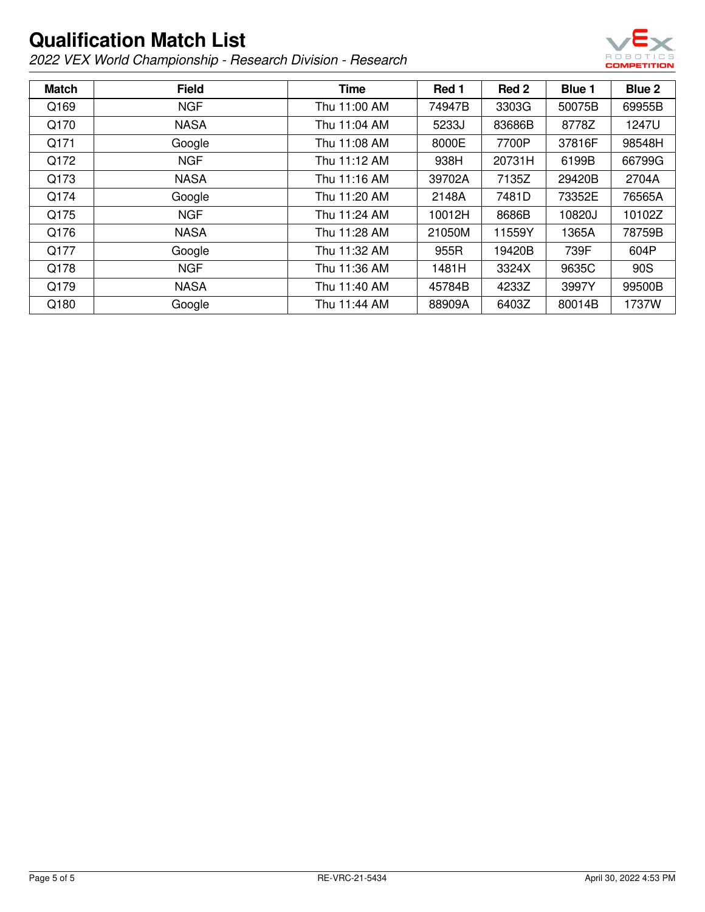# Qualification Match List

*2022 VEX World Championship - Research Division - Research*

| Match | Field | Time | Red 1 | Red 2 | Blue 1 | Blue 2 |
|---|---|---|---|---|---|---|
| Q169 | NGF | Thu 11:00 AM | 74947B | 3303G | 50075B | 69955B |
| Q170 | NASA | Thu 11:04 AM | 5233J | 83686B | 8778Z | 1247U |
| Q171 | Google | Thu 11:08 AM | 8000E | 7700P | 37816F | 98548H |
| Q172 | NGF | Thu 11:12 AM | 938H | 20731H | 6199B | 66799G |
| Q173 | NASA | Thu 11:16 AM | 39702A | 7135Z | 29420B | 2704A |
| Q174 | Google | Thu 11:20 AM | 2148A | 7481D | 73352E | 76565A |
| Q175 | NGF | Thu 11:24 AM | 10012H | 8686B | 10820J | 10102Z |
| Q176 | NASA | Thu 11:28 AM | 21050M | 11559Y | 1365A | 78759B |
| Q177 | Google | Thu 11:32 AM | 955R | 19420B | 739F | 604P |
| Q178 | NGF | Thu 11:36 AM | 1481H | 3324X | 9635C | 90S |
| Q179 | NASA | Thu 11:40 AM | 45784B | 4233Z | 3997Y | 99500B |
| Q180 | Google | Thu 11:44 AM | 88909A | 6403Z | 80014B | 1737W |

RE-VRC-21-5434

April 30, 2022 4:53 PM